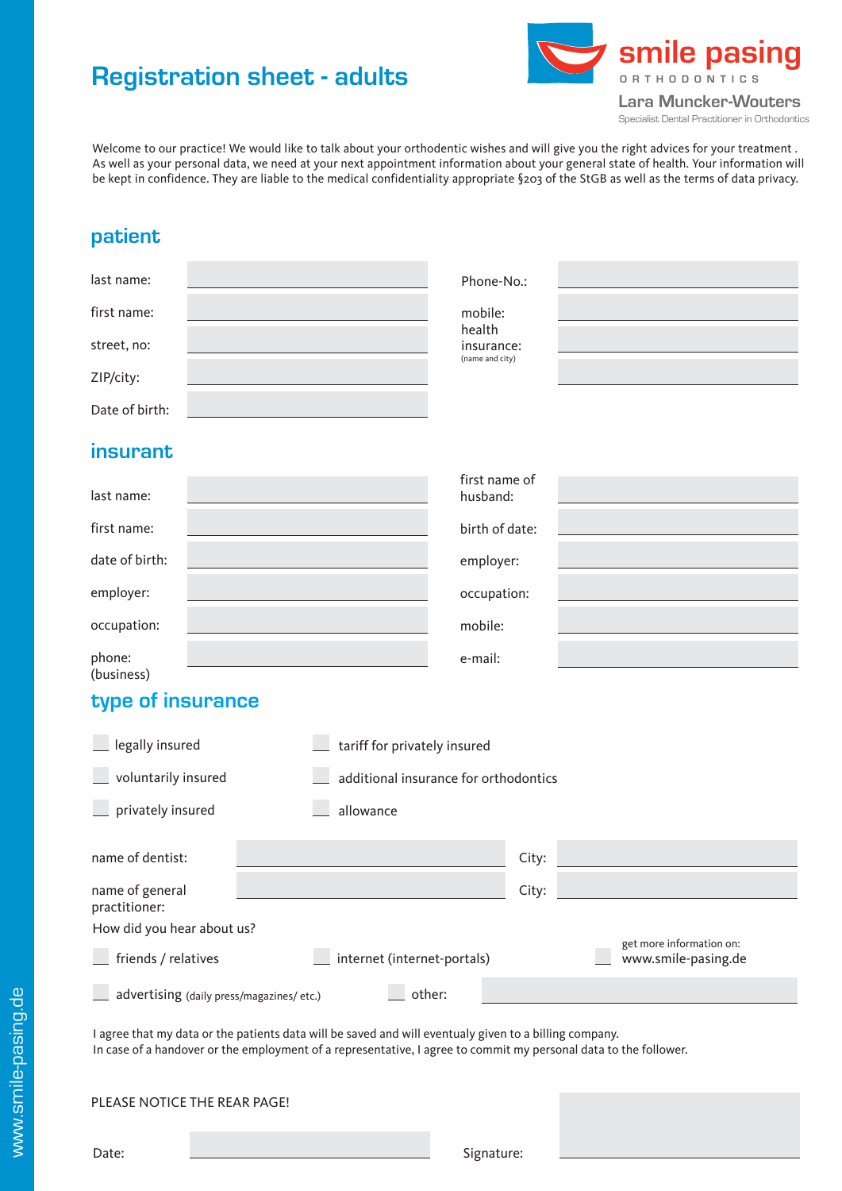# Registration sheet - adults

**smile pasing**
ORTHODONTICS
Lara Muncker-Wouters
Specialist Dental Practitioner in Orthodontics

Welcome to our practice! We would like to talk about your orthodentic wishes and will give you the right advices for your treatment . As well as your personal data, we need at your next appointment information about your general state of health. Your information will be kept in confidence. They are liable to the medical confidentiality appropriate §203 of the StGB as well as the terms of data privacy.

## patient

| | | | |
|---|---|---|---|
| last name: | | Phone-No.: | |
| first name: | | mobile: | |
| street, no: | | health insurance: (name and city) | |
| ZIP/city: | | | |
| Date of birth: | | | |

## insurant

| | | | |
|---|---|---|---|
| last name: | | first name of husband: | |
| first name: | | birth of date: | |
| date of birth: | | employer: | |
| employer: | | occupation: | |
| occupation: | | mobile: | |
| phone: (business) | | e-mail: | |

## type of insurance

- [ ] legally insured
- [ ] voluntarily insured
- [ ] privately insured
- [ ] tariff for privately insured
- [ ] additional insurance for orthodontics
- [ ] allowance

| | | | |
|---|---|---|---|
| name of dentist: | | City: | |
| name of general practitioner: | | City: | |

How did you hear about us?

- [ ] friends / relatives
- [ ] internet (internet-portals)
- [ ] get more information on: www.smile-pasing.de
- [ ] advertising (daily press/magazines/ etc.)
- [ ] other: ____________

I agree that my data or the patients data will be saved and will eventualy given to a billing company.
In case of a handover or the employment of a representative, I agree to commit my personal data to the follower.

PLEASE NOTICE THE REAR PAGE!

Date: ____________ Signature: ____________

www.smile-pasing.de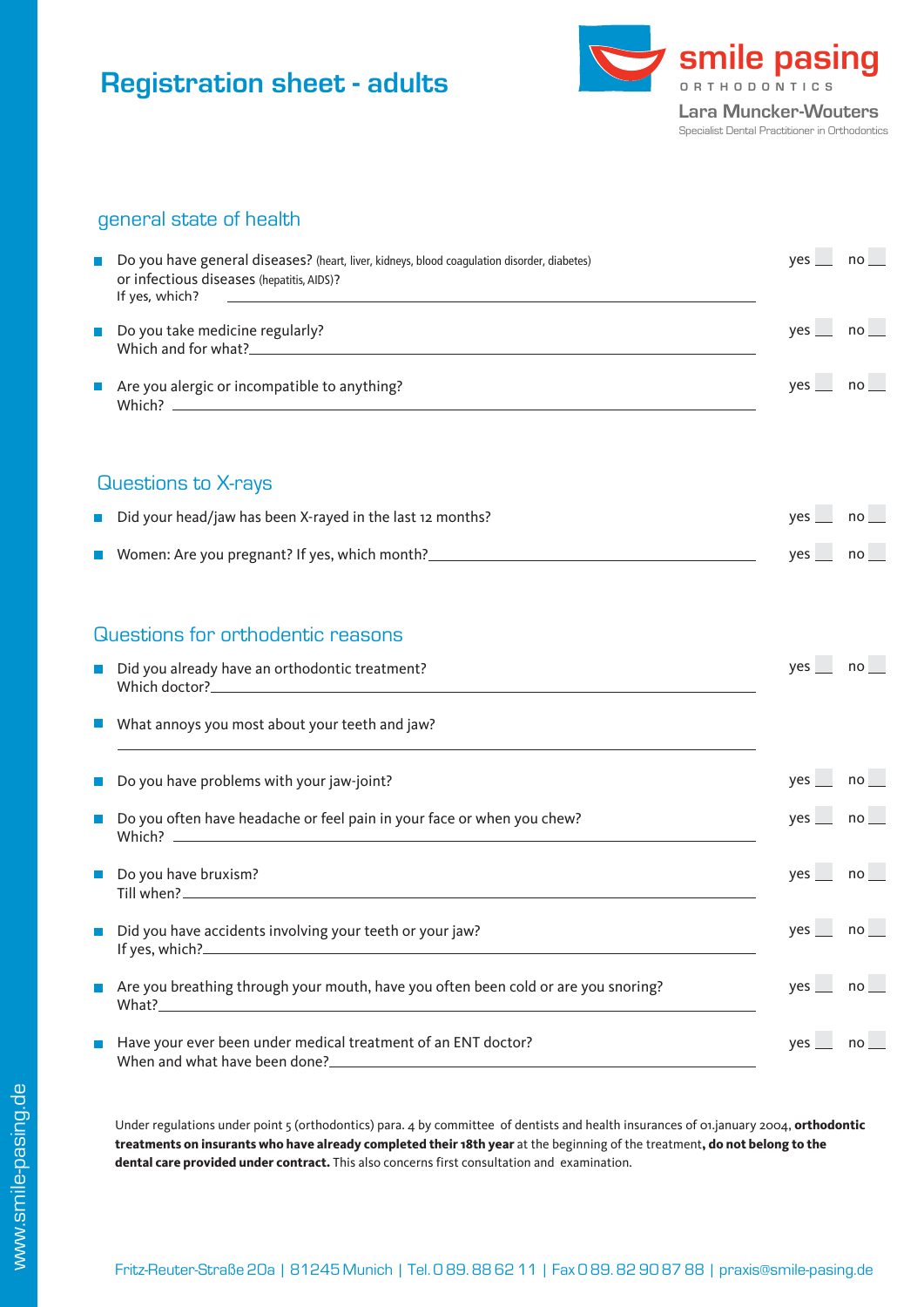# Registration sheet - adults

**smile pasing**
ORTHODONTICS
Lara Muncker-Wouters
Specialist Dental Practitioner in Orthodontics

## general state of health

- Do you have general diseases? (heart, liver, kidneys, blood coagulation disorder, diabetes) or infectious diseases (hepatitis, AIDS)? yes ___ no ___
  If yes, which? ______________________________
- Do you take medicine regularly? yes ___ no ___
  Which and for what? ______________________________
- Are you alergic or incompatible to anything? yes ___ no ___
  Which? ______________________________

## Questions to X-rays

- Did your head/jaw has been X-rayed in the last 12 months? yes ___ no ___
- Women: Are you pregnant? If yes, which month? ______________________________ yes ___ no ___

## Questions for orthodentic reasons

- Did you already have an orthodontic treatment? yes ___ no ___
  Which doctor? ______________________________
- What annoys you most about your teeth and jaw?
  ______________________________
- Do you have problems with your jaw-joint? yes ___ no ___
- Do you often have headache or feel pain in your face or when you chew? yes ___ no ___
  Which? ______________________________
- Do you have bruxism? yes ___ no ___
  Till when? ______________________________
- Did you have accidents involving your teeth or your jaw? yes ___ no ___
  If yes, which? ______________________________
- Are you breathing through your mouth, have you often been cold or are you snoring? yes ___ no ___
  What? ______________________________
- Have your ever been under medical treatment of an ENT doctor? yes ___ no ___
  When and what have been done? ______________________________

Under regulations under point 5 (orthodontics) para. 4 by committee of dentists and health insurances of 01.january 2004, **orthodontic treatments on insurants who have already completed their 18th year** at the beginning of the treatment**, do not belong to the dental care provided under contract.** This also concerns first consultation and examination.

Fritz-Reuter-Straße 20a | 81245 Munich | Tel. 0 89. 88 62 11 | Fax 0 89. 82 90 87 88 | praxis@smile-pasing.de

www.smile-pasing.de